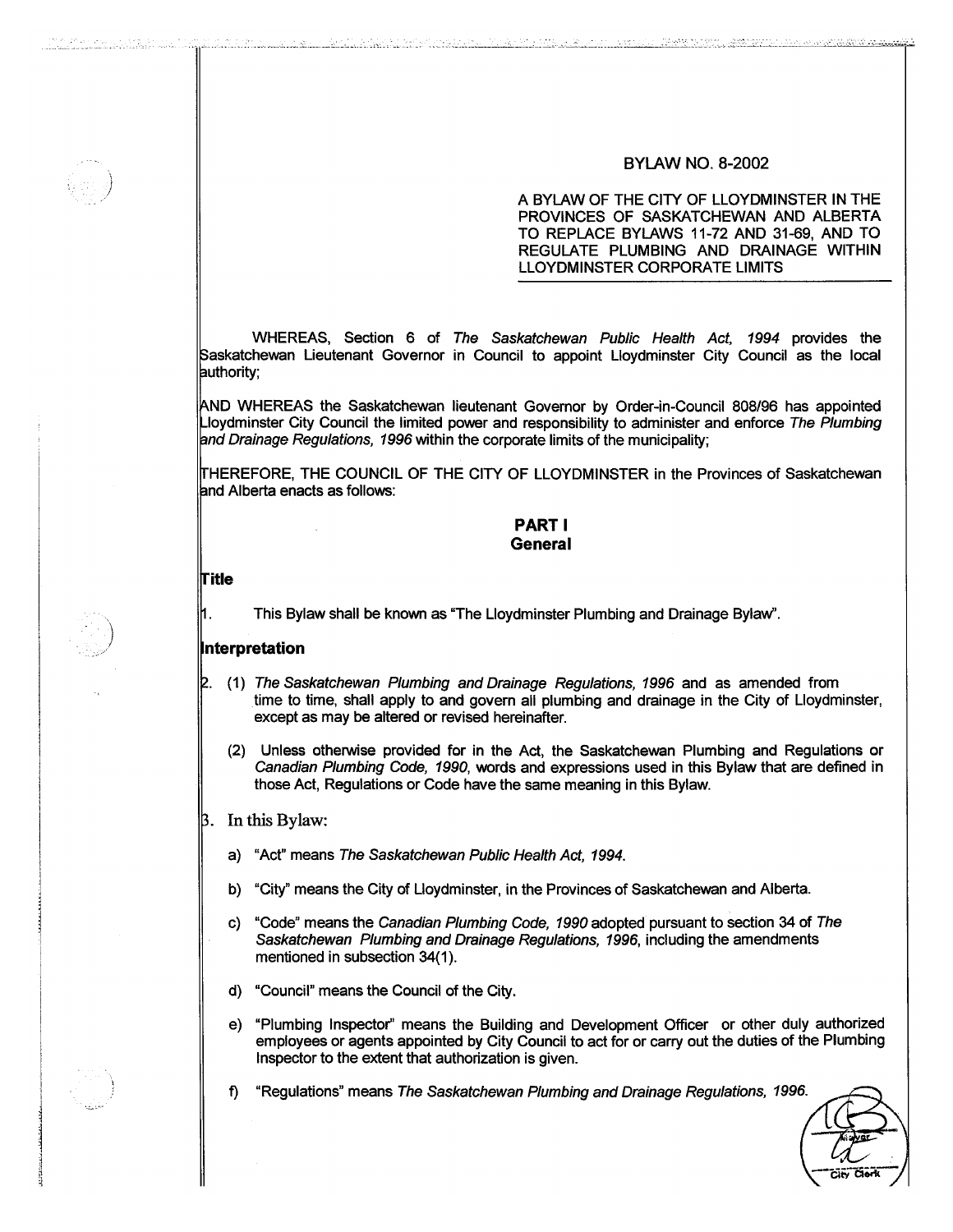BYLAW NO. 8-2002

A BYLAW OF THE CITY OF LLOYDMINSTER IN THE PROVINCES OF SASKATCHEWAN AND ALBERTA TO REPLACE BYLAWS 11-72 AND 31-69, AND TO REGULATE PLUMBING AND DRAINAGE WITHIN LLOYDMINSTER CORPORATE LIMITS

WHEREAS, Section 6 of *The Saskatchewan Public Health Act, 1994* provides the Saskatchewan Lieutenant Governor in Council to appoint Lloydminster City Council as the local authority;

AND WHEREAS the Saskatchewan lieutenant Governor by Order-in-Council 808/96 has appointed Lloydminster City Council the limited power and responsibility to administer and enforce *The Plumbing and Drainage Regulations, 1996* within the corporate limits of the municipality;

THEREFORE, THE COUNCIL OF THE CITY OF LLOYDMINSTER in the Provinces of Saskatchewan and Alberta enacts as follows:

## PART I
## General

### Title

1. This Bylaw shall be known as "The Lloydminster Plumbing and Drainage Bylaw".

### Interpretation

2. (1) *The Saskatchewan Plumbing and Drainage Regulations, 1996* and as amended from time to time, shall apply to and govern all plumbing and drainage in the City of Lloydminster, except as may be altered or revised hereinafter.

   (2) Unless otherwise provided for in the Act, the Saskatchewan Plumbing and Regulations or *Canadian Plumbing Code, 1990*, words and expressions used in this Bylaw that are defined in those Act, Regulations or Code have the same meaning in this Bylaw.

3. In this Bylaw:

   a) "Act" means *The Saskatchewan Public Health Act, 1994*.

   b) "City" means the City of Lloydminster, in the Provinces of Saskatchewan and Alberta.

   c) "Code" means the *Canadian Plumbing Code, 1990* adopted pursuant to section 34 of *The Saskatchewan Plumbing and Drainage Regulations, 1996*, including the amendments mentioned in subsection 34(1).

   d) "Council" means the Council of the City.

   e) "Plumbing Inspector" means the Building and Development Officer or other duly authorized employees or agents appointed by City Council to act for or carry out the duties of the Plumbing Inspector to the extent that authorization is given.

   f) "Regulations" means *The Saskatchewan Plumbing and Drainage Regulations, 1996*.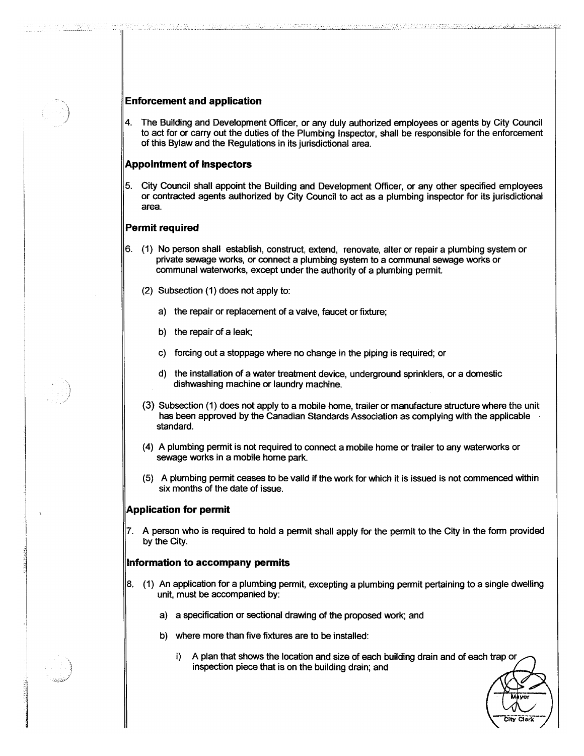## Enforcement and application

4. The Building and Development Officer, or any duly authorized employees or agents by City Council to act for or carry out the duties of the Plumbing Inspector, shall be responsible for the enforcement of this Bylaw and the Regulations in its jurisdictional area.

## Appointment of inspectors

5. City Council shall appoint the Building and Development Officer, or any other specified employees or contracted agents authorized by City Council to act as a plumbing inspector for its jurisdictional area.

## Permit required

6. (1) No person shall establish, construct, extend, renovate, alter or repair a plumbing system or private sewage works, or connect a plumbing system to a communal sewage works or communal waterworks, except under the authority of a plumbing permit.

   (2) Subsection (1) does not apply to:

   a) the repair or replacement of a valve, faucet or fixture;

   b) the repair of a leak;

   c) forcing out a stoppage where no change in the piping is required; or

   d) the installation of a water treatment device, underground sprinklers, or a domestic dishwashing machine or laundry machine.

   (3) Subsection (1) does not apply to a mobile home, trailer or manufacture structure where the unit has been approved by the Canadian Standards Association as complying with the applicable standard.

   (4) A plumbing permit is not required to connect a mobile home or trailer to any waterworks or sewage works in a mobile home park.

   (5) A plumbing permit ceases to be valid if the work for which it is issued is not commenced within six months of the date of issue.

## Application for permit

7. A person who is required to hold a permit shall apply for the permit to the City in the form provided by the City.

## Information to accompany permits

8. (1) An application for a plumbing permit, excepting a plumbing permit pertaining to a single dwelling unit, must be accompanied by:

   a) a specification or sectional drawing of the proposed work; and

   b) where more than five fixtures are to be installed:

      i) A plan that shows the location and size of each building drain and of each trap or inspection piece that is on the building drain; and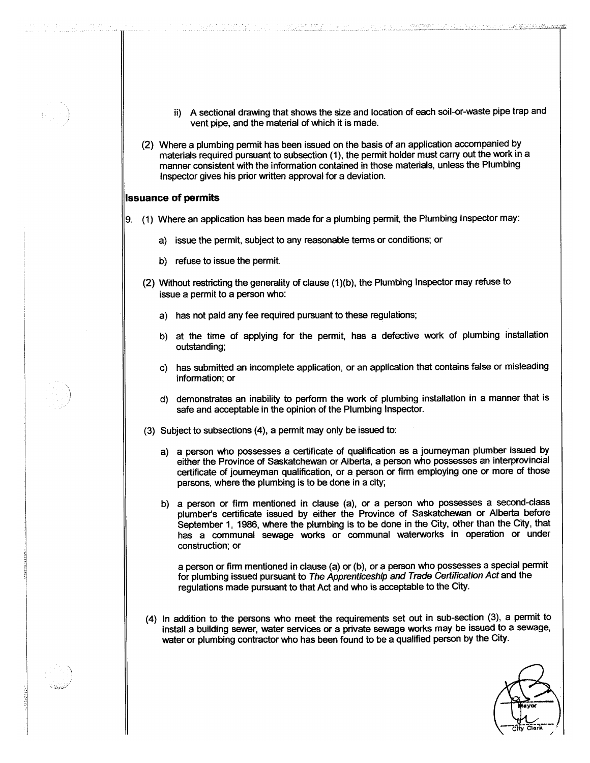ii) A sectional drawing that shows the size and location of each soil-or-waste pipe trap and vent pipe, and the material of which it is made.

(2) Where a plumbing permit has been issued on the basis of an application accompanied by materials required pursuant to subsection (1), the permit holder must carry out the work in a manner consistent with the information contained in those materials, unless the Plumbing Inspector gives his prior written approval for a deviation.

## Issuance of permits

9. (1) Where an application has been made for a plumbing permit, the Plumbing Inspector may:

   a) issue the permit, subject to any reasonable terms or conditions; or

   b) refuse to issue the permit.

(2) Without restricting the generality of clause (1)(b), the Plumbing Inspector may refuse to issue a permit to a person who:

   a) has not paid any fee required pursuant to these regulations;

   b) at the time of applying for the permit, has a defective work of plumbing installation outstanding;

   c) has submitted an incomplete application, or an application that contains false or misleading information; or

   d) demonstrates an inability to perform the work of plumbing installation in a manner that is safe and acceptable in the opinion of the Plumbing Inspector.

(3) Subject to subsections (4), a permit may only be issued to:

   a) a person who possesses a certificate of qualification as a journeyman plumber issued by either the Province of Saskatchewan or Alberta, a person who possesses an interprovincial certificate of journeyman qualification, or a person or firm employing one or more of those persons, where the plumbing is to be done in a city;

   b) a person or firm mentioned in clause (a), or a person who possesses a second-class plumber's certificate issued by either the Province of Saskatchewan or Alberta before September 1, 1986, where the plumbing is to be done in the City, other than the City, that has a communal sewage works or communal waterworks in operation or under construction; or

   a person or firm mentioned in clause (a) or (b), or a person who possesses a special permit for plumbing issued pursuant to *The Apprenticeship and Trade Certification Act* and the regulations made pursuant to that Act and who is acceptable to the City.

(4) In addition to the persons who meet the requirements set out in sub-section (3), a permit to install a building sewer, water services or a private sewage works may be issued to a sewage, water or plumbing contractor who has been found to be a qualified person by the City.

Mayor

City Clerk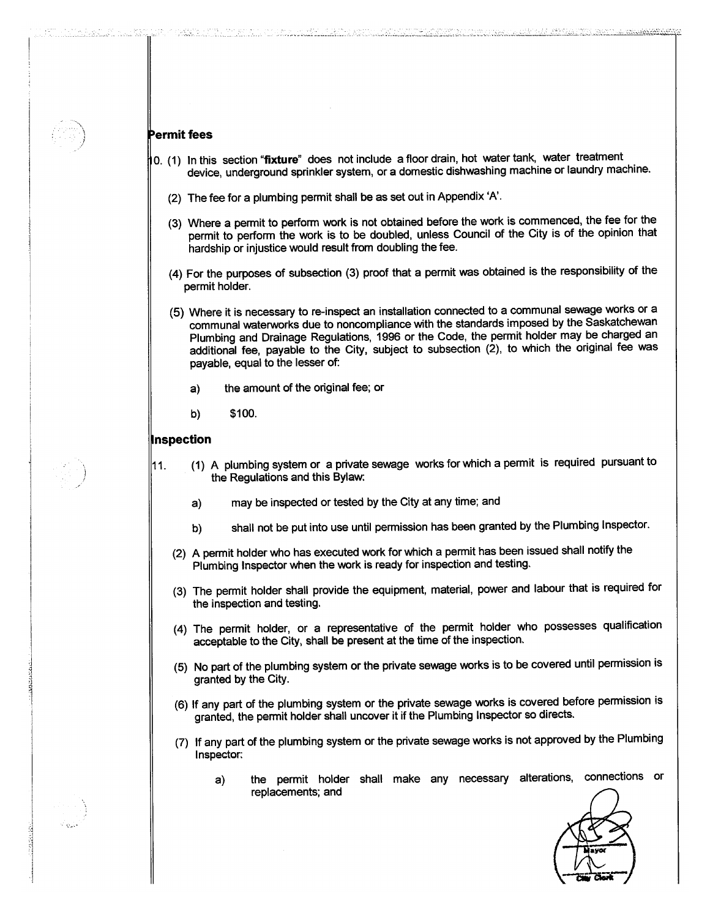## Permit fees

10. (1) In this section "**fixture**" does not include a floor drain, hot water tank, water treatment device, underground sprinkler system, or a domestic dishwashing machine or laundry machine.

(2) The fee for a plumbing permit shall be as set out in Appendix 'A'.

(3) Where a permit to perform work is not obtained before the work is commenced, the fee for the permit to perform the work is to be doubled, unless Council of the City is of the opinion that hardship or injustice would result from doubling the fee.

(4) For the purposes of subsection (3) proof that a permit was obtained is the responsibility of the permit holder.

(5) Where it is necessary to re-inspect an installation connected to a communal sewage works or a communal waterworks due to noncompliance with the standards imposed by the Saskatchewan Plumbing and Drainage Regulations, 1996 or the Code, the permit holder may be charged an additional fee, payable to the City, subject to subsection (2), to which the original fee was payable, equal to the lesser of:

a) the amount of the original fee; or

b) $100.

## Inspection

11. (1) A plumbing system or a private sewage works for which a permit is required pursuant to the Regulations and this Bylaw:

a) may be inspected or tested by the City at any time; and

b) shall not be put into use until permission has been granted by the Plumbing Inspector.

(2) A permit holder who has executed work for which a permit has been issued shall notify the Plumbing Inspector when the work is ready for inspection and testing.

(3) The permit holder shall provide the equipment, material, power and labour that is required for the inspection and testing.

(4) The permit holder, or a representative of the permit holder who possesses qualification acceptable to the City, shall be present at the time of the inspection.

(5) No part of the plumbing system or the private sewage works is to be covered until permission is granted by the City.

(6) If any part of the plumbing system or the private sewage works is covered before permission is granted, the permit holder shall uncover it if the Plumbing Inspector so directs.

(7) If any part of the plumbing system or the private sewage works is not approved by the Plumbing Inspector:

a) the permit holder shall make any necessary alterations, connections or replacements; and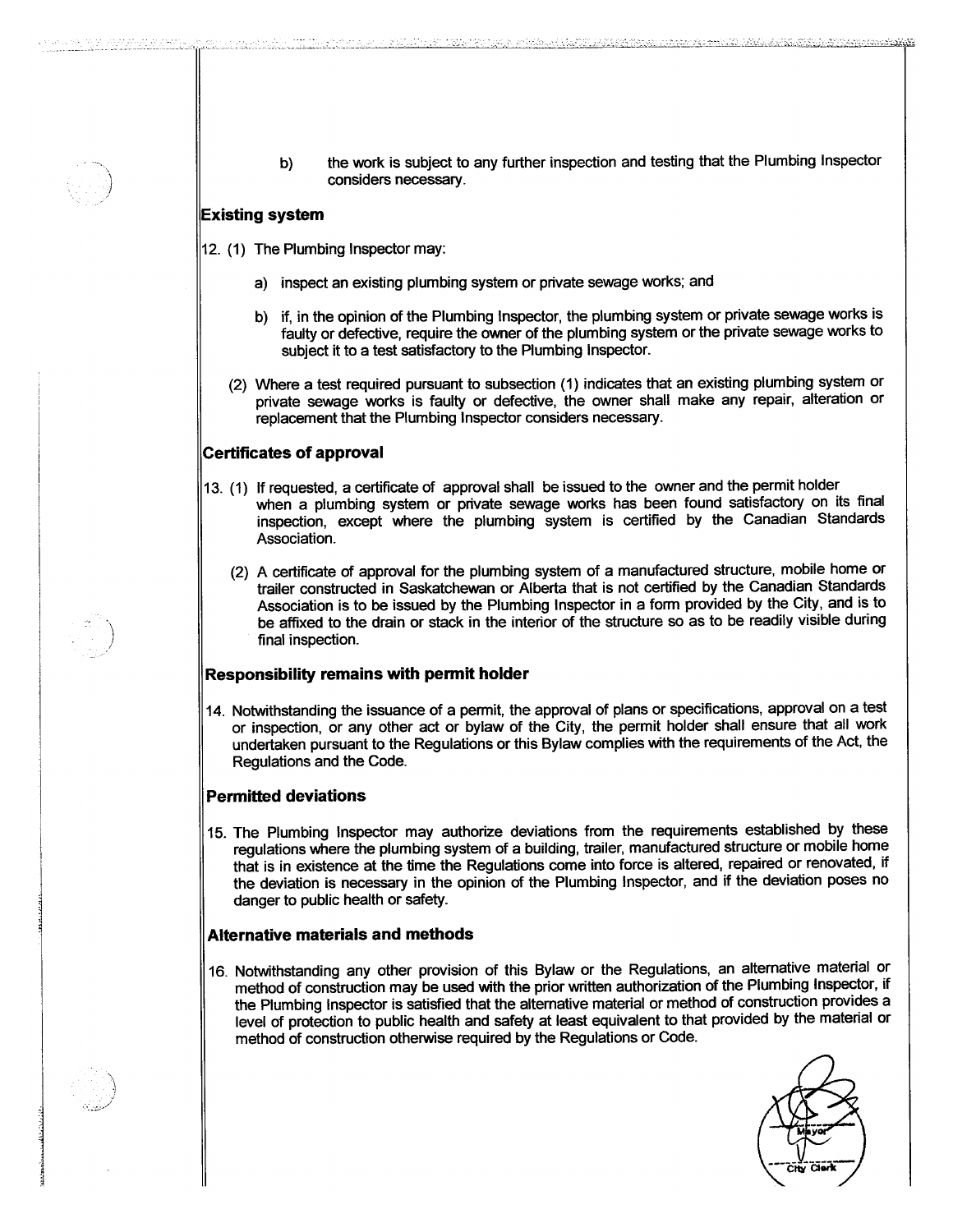b) the work is subject to any further inspection and testing that the Plumbing Inspector considers necessary.

### Existing system

12. (1) The Plumbing Inspector may:

    a) inspect an existing plumbing system or private sewage works; and

    b) if, in the opinion of the Plumbing Inspector, the plumbing system or private sewage works is faulty or defective, require the owner of the plumbing system or the private sewage works to subject it to a test satisfactory to the Plumbing Inspector.

    (2) Where a test required pursuant to subsection (1) indicates that an existing plumbing system or private sewage works is faulty or defective, the owner shall make any repair, alteration or replacement that the Plumbing Inspector considers necessary.

### Certificates of approval

13. (1) If requested, a certificate of approval shall be issued to the owner and the permit holder when a plumbing system or private sewage works has been found satisfactory on its final inspection, except where the plumbing system is certified by the Canadian Standards Association.

    (2) A certificate of approval for the plumbing system of a manufactured structure, mobile home or trailer constructed in Saskatchewan or Alberta that is not certified by the Canadian Standards Association is to be issued by the Plumbing Inspector in a form provided by the City, and is to be affixed to the drain or stack in the interior of the structure so as to be readily visible during final inspection.

### Responsibility remains with permit holder

14. Notwithstanding the issuance of a permit, the approval of plans or specifications, approval on a test or inspection, or any other act or bylaw of the City, the permit holder shall ensure that all work undertaken pursuant to the Regulations or this Bylaw complies with the requirements of the Act, the Regulations and the Code.

### Permitted deviations

15. The Plumbing Inspector may authorize deviations from the requirements established by these regulations where the plumbing system of a building, trailer, manufactured structure or mobile home that is in existence at the time the Regulations come into force is altered, repaired or renovated, if the deviation is necessary in the opinion of the Plumbing Inspector, and if the deviation poses no danger to public health or safety.

### Alternative materials and methods

16. Notwithstanding any other provision of this Bylaw or the Regulations, an alternative material or method of construction may be used with the prior written authorization of the Plumbing Inspector, if the Plumbing Inspector is satisfied that the alternative material or method of construction provides a level of protection to public health and safety at least equivalent to that provided by the material or method of construction otherwise required by the Regulations or Code.

Mayor

City Clerk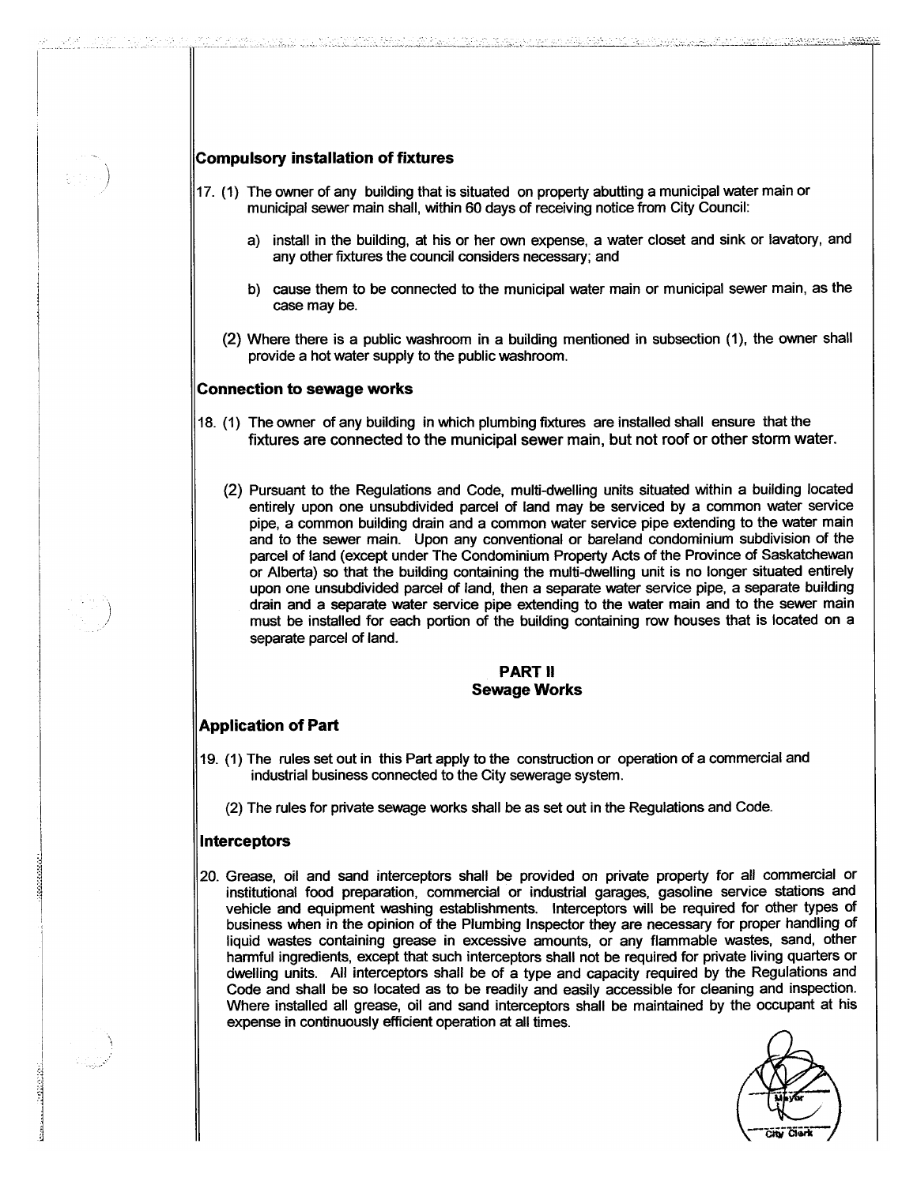### Compulsory installation of fixtures

17. (1) The owner of any building that is situated on property abutting a municipal water main or municipal sewer main shall, within 60 days of receiving notice from City Council:

    a) install in the building, at his or her own expense, a water closet and sink or lavatory, and any other fixtures the council considers necessary; and

    b) cause them to be connected to the municipal water main or municipal sewer main, as the case may be.

    (2) Where there is a public washroom in a building mentioned in subsection (1), the owner shall provide a hot water supply to the public washroom.

### Connection to sewage works

18. (1) The owner of any building in which plumbing fixtures are installed shall ensure that the fixtures are connected to the municipal sewer main, but not roof or other storm water.

    (2) Pursuant to the Regulations and Code, multi-dwelling units situated within a building located entirely upon one unsubdivided parcel of land may be serviced by a common water service pipe, a common building drain and a common water service pipe extending to the water main and to the sewer main. Upon any conventional or bareland condominium subdivision of the parcel of land (except under The Condominium Property Acts of the Province of Saskatchewan or Alberta) so that the building containing the multi-dwelling unit is no longer situated entirely upon one unsubdivided parcel of land, then a separate water service pipe, a separate building drain and a separate water service pipe extending to the water main and to the sewer main must be installed for each portion of the building containing row houses that is located on a separate parcel of land.

## PART II
## Sewage Works

### Application of Part

19. (1) The rules set out in this Part apply to the construction or operation of a commercial and industrial business connected to the City sewerage system.

    (2) The rules for private sewage works shall be as set out in the Regulations and Code.

### Interceptors

20. Grease, oil and sand interceptors shall be provided on private property for all commercial or institutional food preparation, commercial or industrial garages, gasoline service stations and vehicle and equipment washing establishments. Interceptors will be required for other types of business when in the opinion of the Plumbing Inspector they are necessary for proper handling of liquid wastes containing grease in excessive amounts, or any flammable wastes, sand, other harmful ingredients, except that such interceptors shall not be required for private living quarters or dwelling units. All interceptors shall be of a type and capacity required by the Regulations and Code and shall be so located as to be readily and easily accessible for cleaning and inspection. Where installed all grease, oil and sand interceptors shall be maintained by the occupant at his expense in continuously efficient operation at all times.

Mayor

City Clerk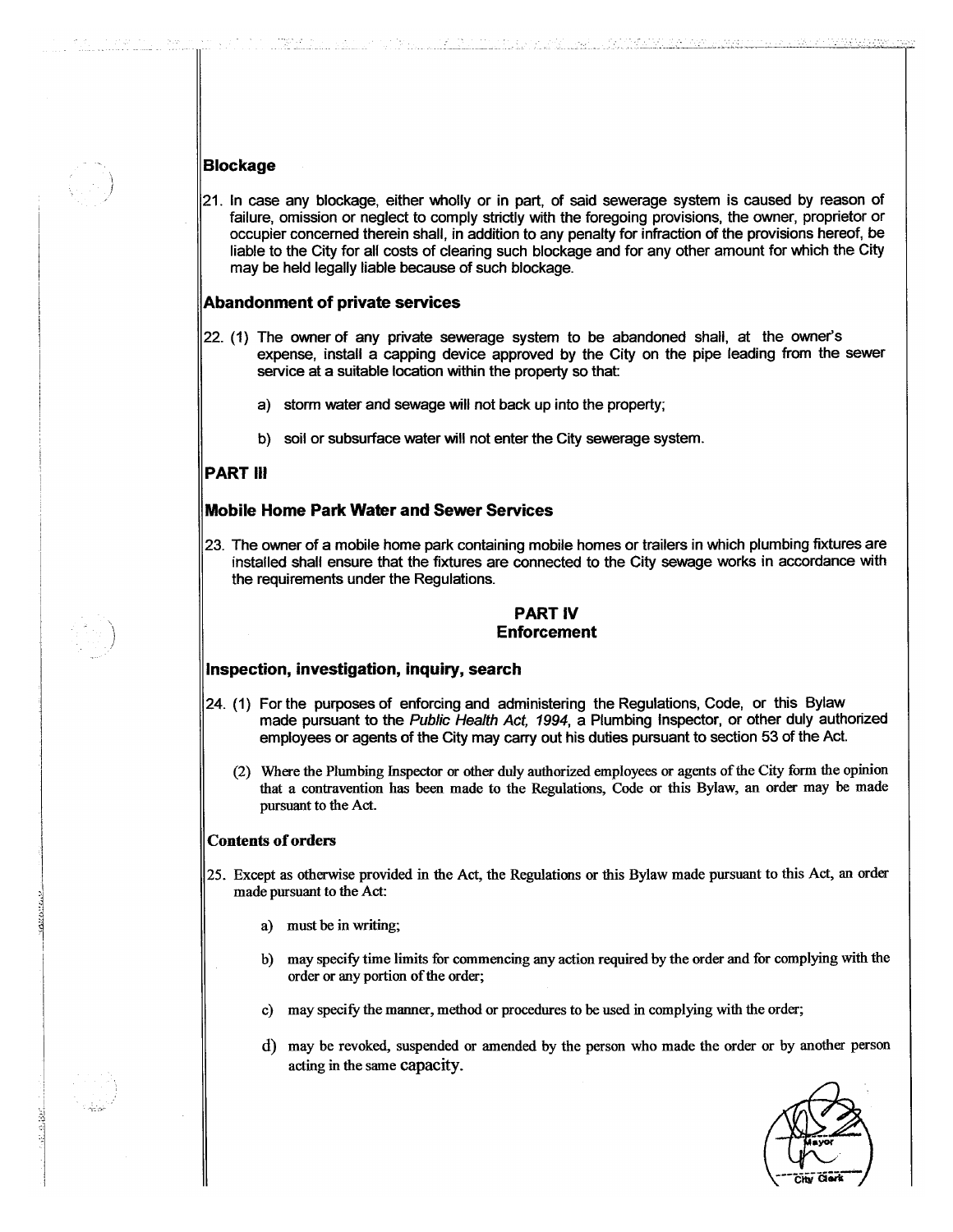### Blockage

21. In case any blockage, either wholly or in part, of said sewerage system is caused by reason of failure, omission or neglect to comply strictly with the foregoing provisions, the owner, proprietor or occupier concerned therein shall, in addition to any penalty for infraction of the provisions hereof, be liable to the City for all costs of clearing such blockage and for any other amount for which the City may be held legally liable because of such blockage.

### Abandonment of private services

22. (1) The owner of any private sewerage system to be abandoned shall, at the owner's expense, install a capping device approved by the City on the pipe leading from the sewer service at a suitable location within the property so that:

    a) storm water and sewage will not back up into the property;

    b) soil or subsurface water will not enter the City sewerage system.

## PART III

### Mobile Home Park Water and Sewer Services

23. The owner of a mobile home park containing mobile homes or trailers in which plumbing fixtures are installed shall ensure that the fixtures are connected to the City sewage works in accordance with the requirements under the Regulations.

## PART IV
## Enforcement

### Inspection, investigation, inquiry, search

24. (1) For the purposes of enforcing and administering the Regulations, Code, or this Bylaw made pursuant to the *Public Health Act, 1994*, a Plumbing Inspector, or other duly authorized employees or agents of the City may carry out his duties pursuant to section 53 of the Act.

    (2) Where the Plumbing Inspector or other duly authorized employees or agents of the City form the opinion that a contravention has been made to the Regulations, Code or this Bylaw, an order may be made pursuant to the Act.

### Contents of orders

25. Except as otherwise provided in the Act, the Regulations or this Bylaw made pursuant to this Act, an order made pursuant to the Act:

    a) must be in writing;

    b) may specify time limits for commencing any action required by the order and for complying with the order or any portion of the order;

    c) may specify the manner, method or procedures to be used in complying with the order;

    d) may be revoked, suspended or amended by the person who made the order or by another person acting in the same capacity.

Mayor

City Clerk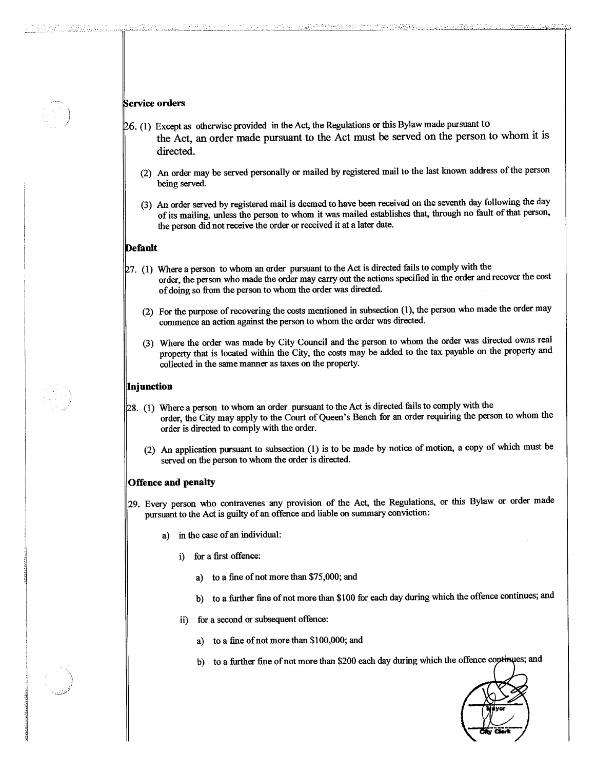**Service orders**

26. (1) Except as otherwise provided in the Act, the Regulations or this Bylaw made pursuant to the Act, an order made pursuant to the Act must be served on the person to whom it is directed.

    (2) An order may be served personally or mailed by registered mail to the last known address of the person being served.

    (3) An order served by registered mail is deemed to have been received on the seventh day following the day of its mailing, unless the person to whom it was mailed establishes that, through no fault of that person, the person did not receive the order or received it at a later date.

**Default**

27. (1) Where a person to whom an order pursuant to the Act is directed fails to comply with the order, the person who made the order may carry out the actions specified in the order and recover the cost of doing so from the person to whom the order was directed.

    (2) For the purpose of recovering the costs mentioned in subsection (1), the person who made the order may commence an action against the person to whom the order was directed.

    (3) Where the order was made by City Council and the person to whom the order was directed owns real property that is located within the City, the costs may be added to the tax payable on the property and collected in the same manner as taxes on the property.

**Injunction**

28. (1) Where a person to whom an order pursuant to the Act is directed fails to comply with the order, the City may apply to the Court of Queen's Bench for an order requiring the person to whom the order is directed to comply with the order.

    (2) An application pursuant to subsection (1) is to be made by notice of motion, a copy of which must be served on the person to whom the order is directed.

**Offence and penalty**

29. Every person who contravenes any provision of the Act, the Regulations, or this Bylaw or order made pursuant to the Act is guilty of an offence and liable on summary conviction:

    a) in the case of an individual:

        i) for a first offence:

            a) to a fine of not more than $75,000; and

            b) to a further fine of not more than $100 for each day during which the offence continues; and

        ii) for a second or subsequent offence:

            a) to a fine of not more than $100,000; and

            b) to a further fine of not more than $200 each day during which the offence continues; and

Mayor

City Clerk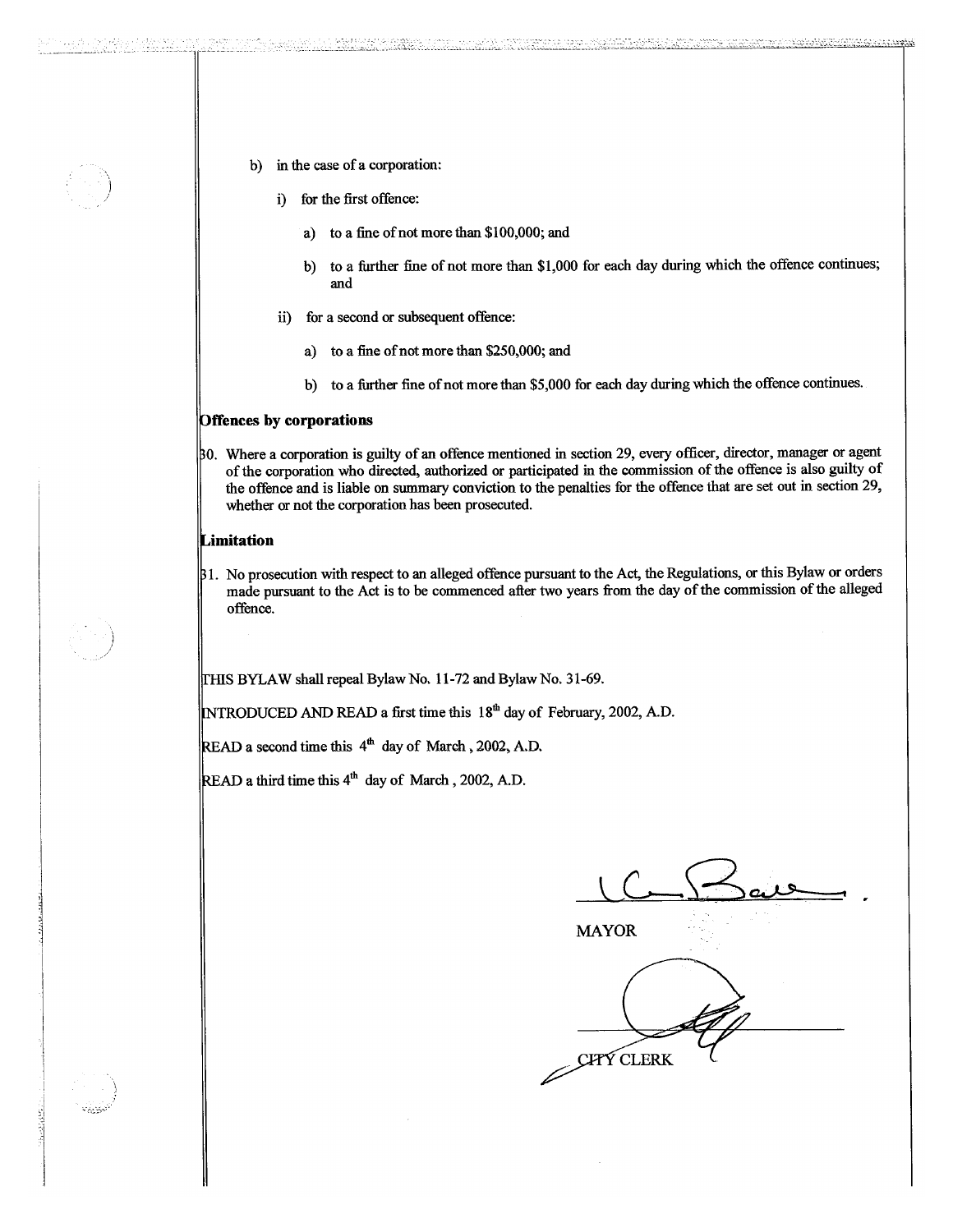b) in the case of a corporation:

   i) for the first offence:

      a) to a fine of not more than $100,000; and

      b) to a further fine of not more than $1,000 for each day during which the offence continues; and

   ii) for a second or subsequent offence:

      a) to a fine of not more than $250,000; and

      b) to a further fine of not more than $5,000 for each day during which the offence continues.

**Offences by corporations**

30. Where a corporation is guilty of an offence mentioned in section 29, every officer, director, manager or agent of the corporation who directed, authorized or participated in the commission of the offence is also guilty of the offence and is liable on summary conviction to the penalties for the offence that are set out in section 29, whether or not the corporation has been prosecuted.

**Limitation**

31. No prosecution with respect to an alleged offence pursuant to the Act, the Regulations, or this Bylaw or orders made pursuant to the Act is to be commenced after two years from the day of the commission of the alleged offence.

THIS BYLAW shall repeal Bylaw No. 11-72 and Bylaw No. 31-69.

INTRODUCED AND READ a first time this 18th day of February, 2002, A.D.

READ a second time this 4th day of March , 2002, A.D.

READ a third time this 4th day of March , 2002, A.D.

MAYOR

CITY CLERK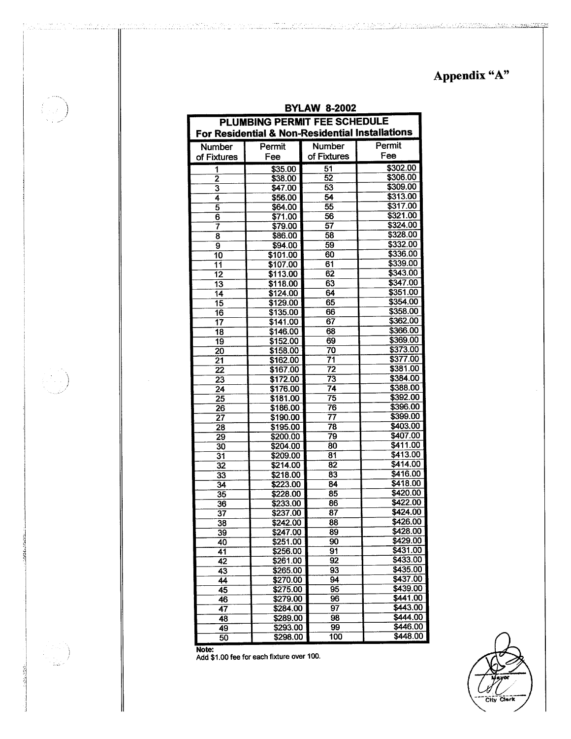# Appendix "A"

**BYLAW 8-2002**

| PLUMBING PERMIT FEE SCHEDULE For Residential & Non-Residential Installations | | | |
|---|---|---|---|
| Number of Fixtures | Permit Fee | Number of Fixtures | Permit Fee |
| 1 | $35.00 | 51 | $302.00 |
| 2 | $38.00 | 52 | $306.00 |
| 3 | $47.00 | 53 | $309.00 |
| 4 | $56.00 | 54 | $313.00 |
| 5 | $64.00 | 55 | $317.00 |
| 6 | $71.00 | 56 | $321.00 |
| 7 | $79.00 | 57 | $324.00 |
| 8 | $86.00 | 58 | $328.00 |
| 9 | $94.00 | 59 | $332.00 |
| 10 | $101.00 | 60 | $336.00 |
| 11 | $107.00 | 61 | $339.00 |
| 12 | $113.00 | 62 | $343.00 |
| 13 | $118.00 | 63 | $347.00 |
| 14 | $124.00 | 64 | $351.00 |
| 15 | $129.00 | 65 | $354.00 |
| 16 | $135.00 | 66 | $358.00 |
| 17 | $141.00 | 67 | $362.00 |
| 18 | $146.00 | 68 | $366.00 |
| 19 | $152.00 | 69 | $369.00 |
| 20 | $158.00 | 70 | $373.00 |
| 21 | $162.00 | 71 | $377.00 |
| 22 | $167.00 | 72 | $381.00 |
| 23 | $172.00 | 73 | $384.00 |
| 24 | $176.00 | 74 | $388.00 |
| 25 | $181.00 | 75 | $392.00 |
| 26 | $186.00 | 76 | $396.00 |
| 27 | $190.00 | 77 | $399.00 |
| 28 | $195.00 | 78 | $403.00 |
| 29 | $200.00 | 79 | $407.00 |
| 30 | $204.00 | 80 | $411.00 |
| 31 | $209.00 | 81 | $413.00 |
| 32 | $214.00 | 82 | $414.00 |
| 33 | $218.00 | 83 | $416.00 |
| 34 | $223.00 | 84 | $418.00 |
| 35 | $228.00 | 85 | $420.00 |
| 36 | $233.00 | 86 | $422.00 |
| 37 | $237.00 | 87 | $424.00 |
| 38 | $242.00 | 88 | $426.00 |
| 39 | $247.00 | 89 | $428.00 |
| 40 | $251.00 | 90 | $429.00 |
| 41 | $256.00 | 91 | $431.00 |
| 42 | $261.00 | 92 | $433.00 |
| 43 | $265.00 | 93 | $435.00 |
| 44 | $270.00 | 94 | $437.00 |
| 45 | $275.00 | 95 | $439.00 |
| 46 | $279.00 | 96 | $441.00 |
| 47 | $284.00 | 97 | $443.00 |
| 48 | $289.00 | 98 | $444.00 |
| 49 | $293.00 | 99 | $446.00 |
| 50 | $298.00 | 100 | $448.00 |

**Note:**
Add $1.00 fee for each fixture over 100.

Mayor

City Clerk